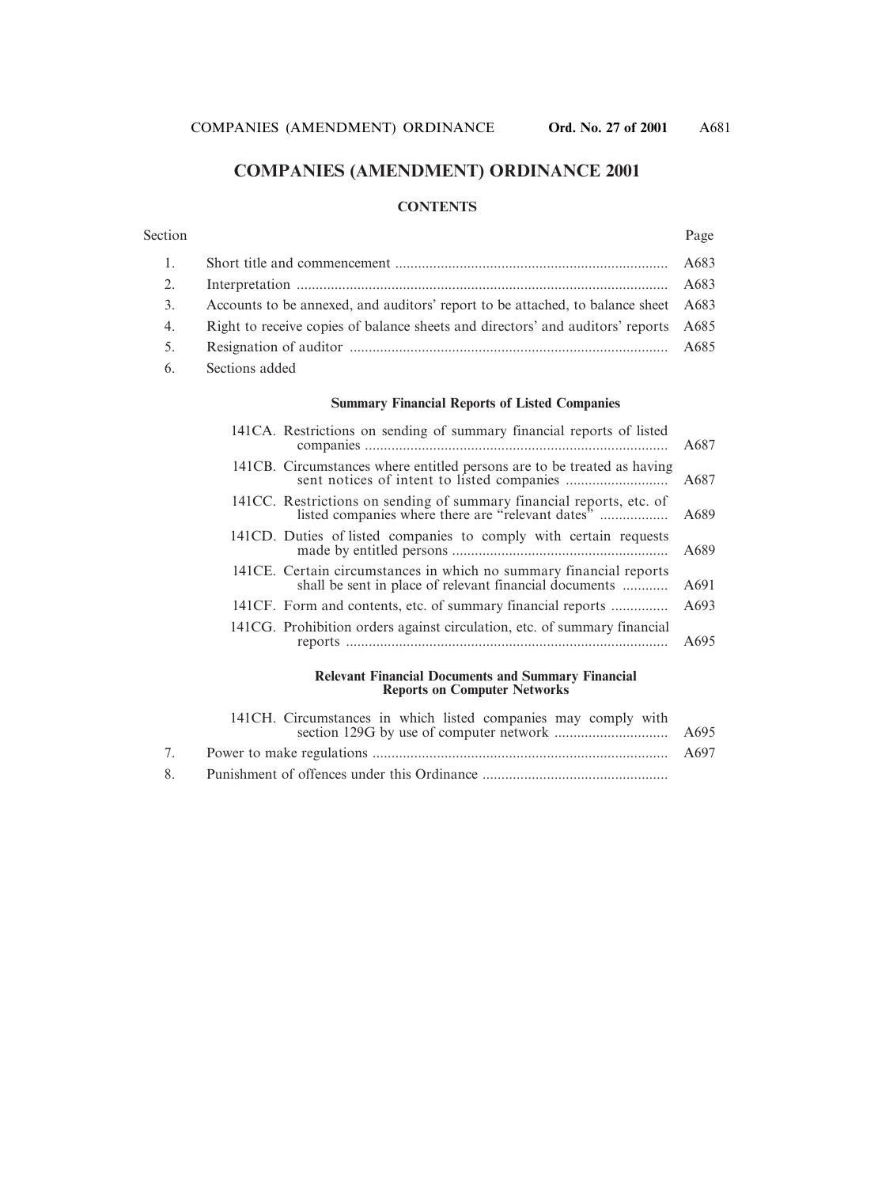# COMPANIES (AMENDMENT) ORDINANCE 2001

## CONTENTS

| Section | | Page |
|---|---|---|
| 1. | Short title and commencement | A683 |
| 2. | Interpretation | A683 |
| 3. | Accounts to be annexed, and auditors' report to be attached, to balance sheet | A683 |
| 4. | Right to receive copies of balance sheets and directors' and auditors' reports | A685 |
| 5. | Resignation of auditor | A685 |
| 6. | Sections added | |

### Summary Financial Reports of Listed Companies

| | | Page |
|---|---|---|
| 141CA. | Restrictions on sending of summary financial reports of listed companies | A687 |
| 141CB. | Circumstances where entitled persons are to be treated as having sent notices of intent to listed companies | A687 |
| 141CC. | Restrictions on sending of summary financial reports, etc. of listed companies where there are "relevant dates" | A689 |
| 141CD. | Duties of listed companies to comply with certain requests made by entitled persons | A689 |
| 141CE. | Certain circumstances in which no summary financial reports shall be sent in place of relevant financial documents | A691 |
| 141CF. | Form and contents, etc. of summary financial reports | A693 |
| 141CG. | Prohibition orders against circulation, etc. of summary financial reports | A695 |

### Relevant Financial Documents and Summary Financial Reports on Computer Networks

| | | Page |
|---|---|---|
| 141CH. | Circumstances in which listed companies may comply with section 129G by use of computer network | A695 |
| 7. | Power to make regulations | A697 |
| 8. | Punishment of offences under this Ordinance | |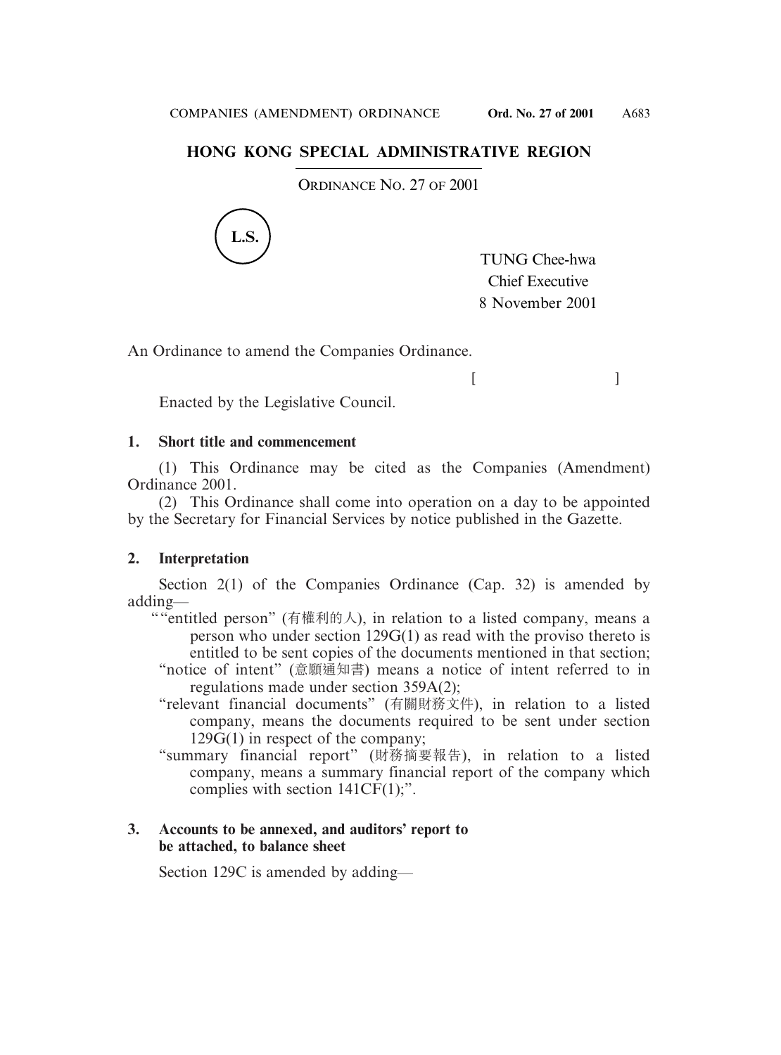# HONG KONG SPECIAL ADMINISTRATIVE REGION

ORDINANCE NO. 27 OF 2001

L.S.

TUNG Chee-hwa
Chief Executive
8 November 2001

An Ordinance to amend the Companies Ordinance.

[ ]

Enacted by the Legislative Council.

**1. Short title and commencement**

(1) This Ordinance may be cited as the Companies (Amendment) Ordinance 2001.

(2) This Ordinance shall come into operation on a day to be appointed by the Secretary for Financial Services by notice published in the Gazette.

**2. Interpretation**

Section 2(1) of the Companies Ordinance (Cap. 32) is amended by adding—

""entitled person" (有權利的人), in relation to a listed company, means a person who under section 129G(1) as read with the proviso thereto is entitled to be sent copies of the documents mentioned in that section;

"notice of intent" (意願通知書) means a notice of intent referred to in regulations made under section 359A(2);

"relevant financial documents" (有關財務文件), in relation to a listed company, means the documents required to be sent under section 129G(1) in respect of the company;

"summary financial report" (財務摘要報告), in relation to a listed company, means a summary financial report of the company which complies with section 141CF(1);".

**3. Accounts to be annexed, and auditors' report to be attached, to balance sheet**

Section 129C is amended by adding—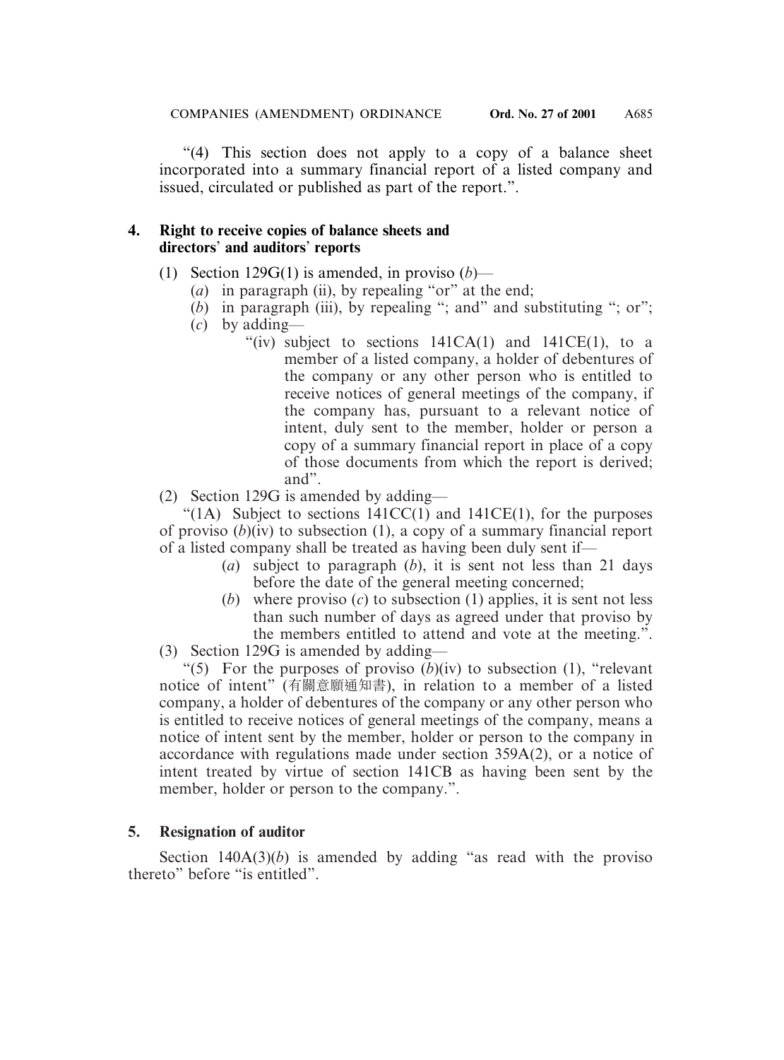"(4) This section does not apply to a copy of a balance sheet incorporated into a summary financial report of a listed company and issued, circulated or published as part of the report.".

**4. Right to receive copies of balance sheets and directors' and auditors' reports**

(1) Section 129G(1) is amended, in proviso (*b*)—

(*a*) in paragraph (ii), by repealing "or" at the end;

(*b*) in paragraph (iii), by repealing "; and" and substituting "; or";

(*c*) by adding—

"(iv) subject to sections 141CA(1) and 141CE(1), to a member of a listed company, a holder of debentures of the company or any other person who is entitled to receive notices of general meetings of the company, if the company has, pursuant to a relevant notice of intent, duly sent to the member, holder or person a copy of a summary financial report in place of a copy of those documents from which the report is derived; and".

(2) Section 129G is amended by adding—

"(1A) Subject to sections 141CC(1) and 141CE(1), for the purposes of proviso (*b*)(iv) to subsection (1), a copy of a summary financial report of a listed company shall be treated as having been duly sent if—

(*a*) subject to paragraph (*b*), it is sent not less than 21 days before the date of the general meeting concerned;

(*b*) where proviso (*c*) to subsection (1) applies, it is sent not less than such number of days as agreed under that proviso by the members entitled to attend and vote at the meeting.".

(3) Section 129G is amended by adding—

"(5) For the purposes of proviso (*b*)(iv) to subsection (1), "relevant notice of intent" (有關意願通知書), in relation to a member of a listed company, a holder of debentures of the company or any other person who is entitled to receive notices of general meetings of the company, means a notice of intent sent by the member, holder or person to the company in accordance with regulations made under section 359A(2), or a notice of intent treated by virtue of section 141CB as having been sent by the member, holder or person to the company.".

**5. Resignation of auditor**

Section 140A(3)(*b*) is amended by adding "as read with the proviso thereto" before "is entitled".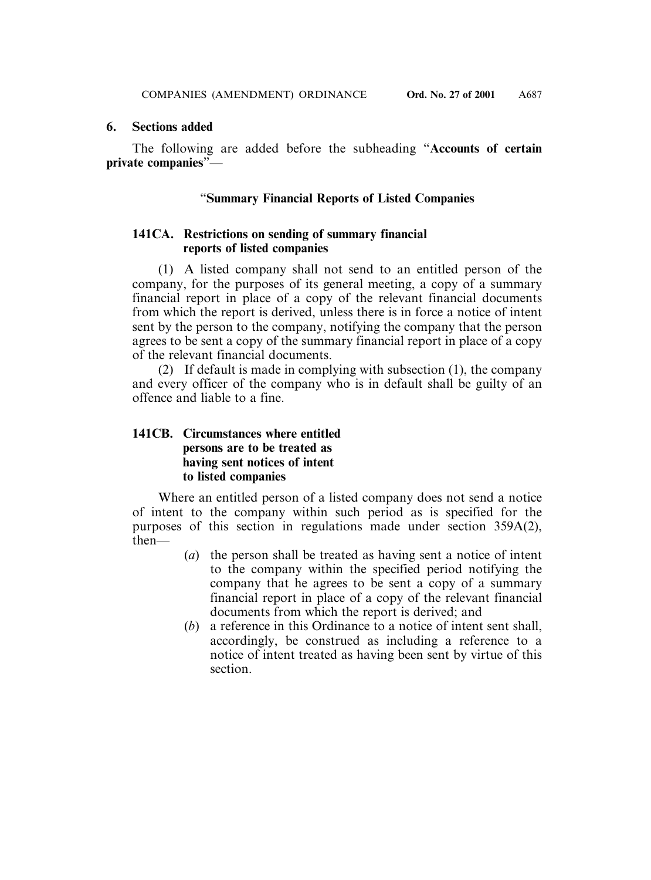## 6. Sections added

The following are added before the subheading "**Accounts of certain private companies**"—

### "Summary Financial Reports of Listed Companies

#### 141CA. Restrictions on sending of summary financial reports of listed companies

(1) A listed company shall not send to an entitled person of the company, for the purposes of its general meeting, a copy of a summary financial report in place of a copy of the relevant financial documents from which the report is derived, unless there is in force a notice of intent sent by the person to the company, notifying the company that the person agrees to be sent a copy of the summary financial report in place of a copy of the relevant financial documents.

(2) If default is made in complying with subsection (1), the company and every officer of the company who is in default shall be guilty of an offence and liable to a fine.

#### 141CB. Circumstances where entitled persons are to be treated as having sent notices of intent to listed companies

Where an entitled person of a listed company does not send a notice of intent to the company within such period as is specified for the purposes of this section in regulations made under section 359A(2), then—

(*a*) the person shall be treated as having sent a notice of intent to the company within the specified period notifying the company that he agrees to be sent a copy of a summary financial report in place of a copy of the relevant financial documents from which the report is derived; and

(*b*) a reference in this Ordinance to a notice of intent sent shall, accordingly, be construed as including a reference to a notice of intent treated as having been sent by virtue of this section.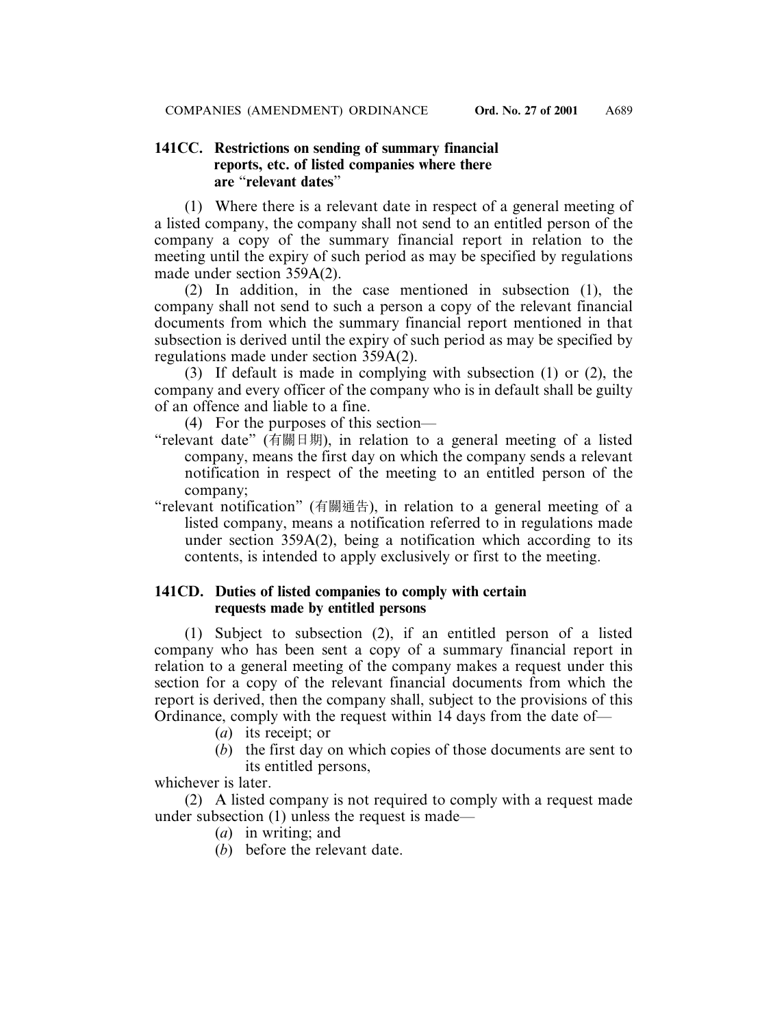### 141CC. Restrictions on sending of summary financial reports, etc. of listed companies where there are "relevant dates"

(1) Where there is a relevant date in respect of a general meeting of a listed company, the company shall not send to an entitled person of the company a copy of the summary financial report in relation to the meeting until the expiry of such period as may be specified by regulations made under section 359A(2).

(2) In addition, in the case mentioned in subsection (1), the company shall not send to such a person a copy of the relevant financial documents from which the summary financial report mentioned in that subsection is derived until the expiry of such period as may be specified by regulations made under section 359A(2).

(3) If default is made in complying with subsection (1) or (2), the company and every officer of the company who is in default shall be guilty of an offence and liable to a fine.

(4) For the purposes of this section—

"relevant date" (有關日期), in relation to a general meeting of a listed company, means the first day on which the company sends a relevant notification in respect of the meeting to an entitled person of the company;

"relevant notification" (有關通告), in relation to a general meeting of a listed company, means a notification referred to in regulations made under section 359A(2), being a notification which according to its contents, is intended to apply exclusively or first to the meeting.

### 141CD. Duties of listed companies to comply with certain requests made by entitled persons

(1) Subject to subsection (2), if an entitled person of a listed company who has been sent a copy of a summary financial report in relation to a general meeting of the company makes a request under this section for a copy of the relevant financial documents from which the report is derived, then the company shall, subject to the provisions of this Ordinance, comply with the request within 14 days from the date of—

(*a*) its receipt; or

(*b*) the first day on which copies of those documents are sent to its entitled persons,

whichever is later.

(2) A listed company is not required to comply with a request made under subsection (1) unless the request is made—

(*a*) in writing; and

(*b*) before the relevant date.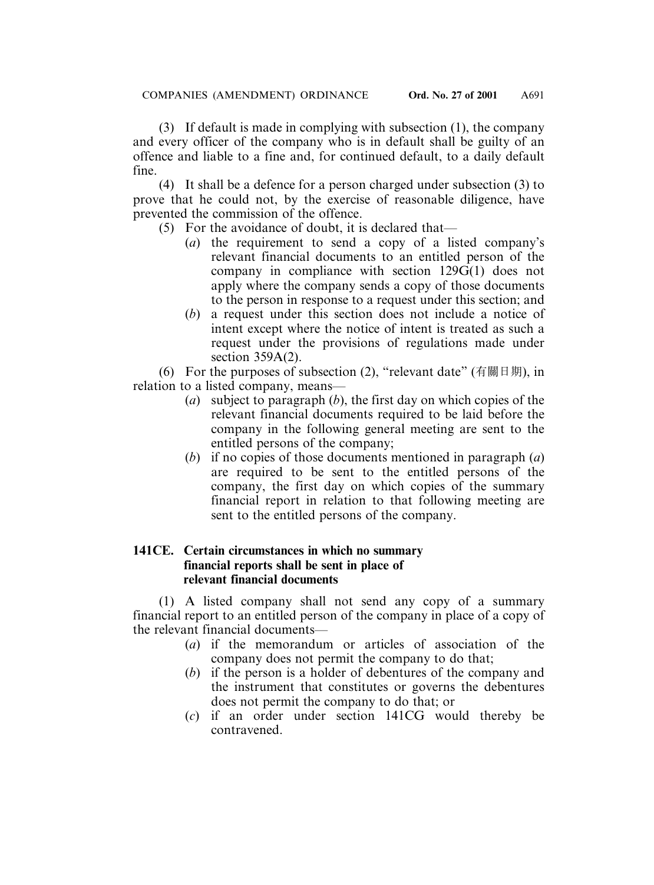(3) If default is made in complying with subsection (1), the company and every officer of the company who is in default shall be guilty of an offence and liable to a fine and, for continued default, to a daily default fine.

(4) It shall be a defence for a person charged under subsection (3) to prove that he could not, by the exercise of reasonable diligence, have prevented the commission of the offence.

(5) For the avoidance of doubt, it is declared that—

- (*a*) the requirement to send a copy of a listed company's relevant financial documents to an entitled person of the company in compliance with section 129G(1) does not apply where the company sends a copy of those documents to the person in response to a request under this section; and
- (*b*) a request under this section does not include a notice of intent except where the notice of intent is treated as such a request under the provisions of regulations made under section 359A(2).

(6) For the purposes of subsection (2), "relevant date" (有關日期), in relation to a listed company, means—

- (*a*) subject to paragraph (*b*), the first day on which copies of the relevant financial documents required to be laid before the company in the following general meeting are sent to the entitled persons of the company;
- (*b*) if no copies of those documents mentioned in paragraph (*a*) are required to be sent to the entitled persons of the company, the first day on which copies of the summary financial report in relation to that following meeting are sent to the entitled persons of the company.

**141CE. Certain circumstances in which no summary financial reports shall be sent in place of relevant financial documents**

(1) A listed company shall not send any copy of a summary financial report to an entitled person of the company in place of a copy of the relevant financial documents—

- (*a*) if the memorandum or articles of association of the company does not permit the company to do that;
- (*b*) if the person is a holder of debentures of the company and the instrument that constitutes or governs the debentures does not permit the company to do that; or
- (*c*) if an order under section 141CG would thereby be contravened.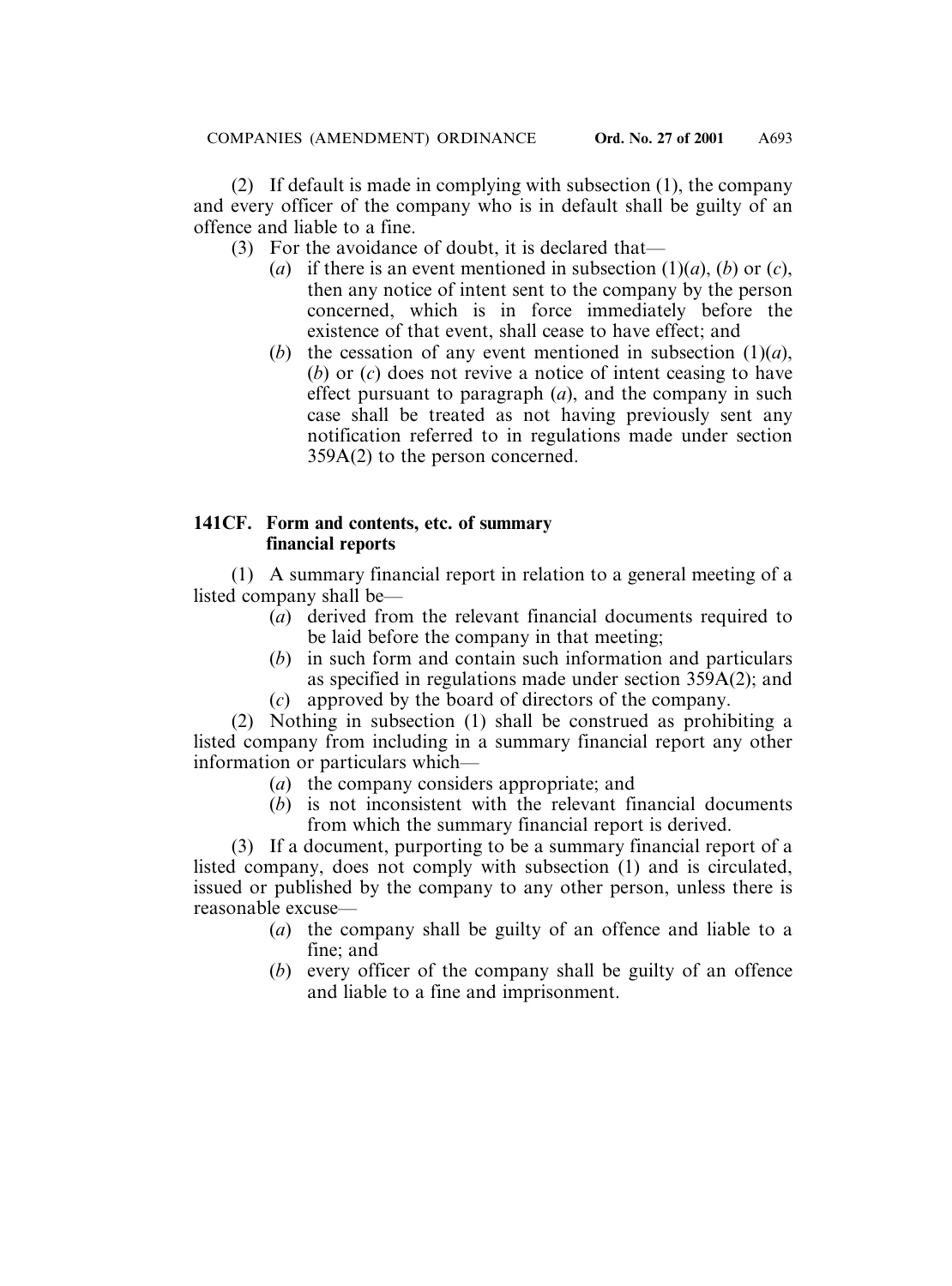(2) If default is made in complying with subsection (1), the company and every officer of the company who is in default shall be guilty of an offence and liable to a fine.

(3) For the avoidance of doubt, it is declared that—

- (*a*) if there is an event mentioned in subsection (1)(*a*), (*b*) or (*c*), then any notice of intent sent to the company by the person concerned, which is in force immediately before the existence of that event, shall cease to have effect; and
- (*b*) the cessation of any event mentioned in subsection (1)(*a*), (*b*) or (*c*) does not revive a notice of intent ceasing to have effect pursuant to paragraph (*a*), and the company in such case shall be treated as not having previously sent any notification referred to in regulations made under section 359A(2) to the person concerned.

**141CF. Form and contents, etc. of summary financial reports**

(1) A summary financial report in relation to a general meeting of a listed company shall be—

- (*a*) derived from the relevant financial documents required to be laid before the company in that meeting;
- (*b*) in such form and contain such information and particulars as specified in regulations made under section 359A(2); and
- (*c*) approved by the board of directors of the company.

(2) Nothing in subsection (1) shall be construed as prohibiting a listed company from including in a summary financial report any other information or particulars which—

- (*a*) the company considers appropriate; and
- (*b*) is not inconsistent with the relevant financial documents from which the summary financial report is derived.

(3) If a document, purporting to be a summary financial report of a listed company, does not comply with subsection (1) and is circulated, issued or published by the company to any other person, unless there is reasonable excuse—

- (*a*) the company shall be guilty of an offence and liable to a fine; and
- (*b*) every officer of the company shall be guilty of an offence and liable to a fine and imprisonment.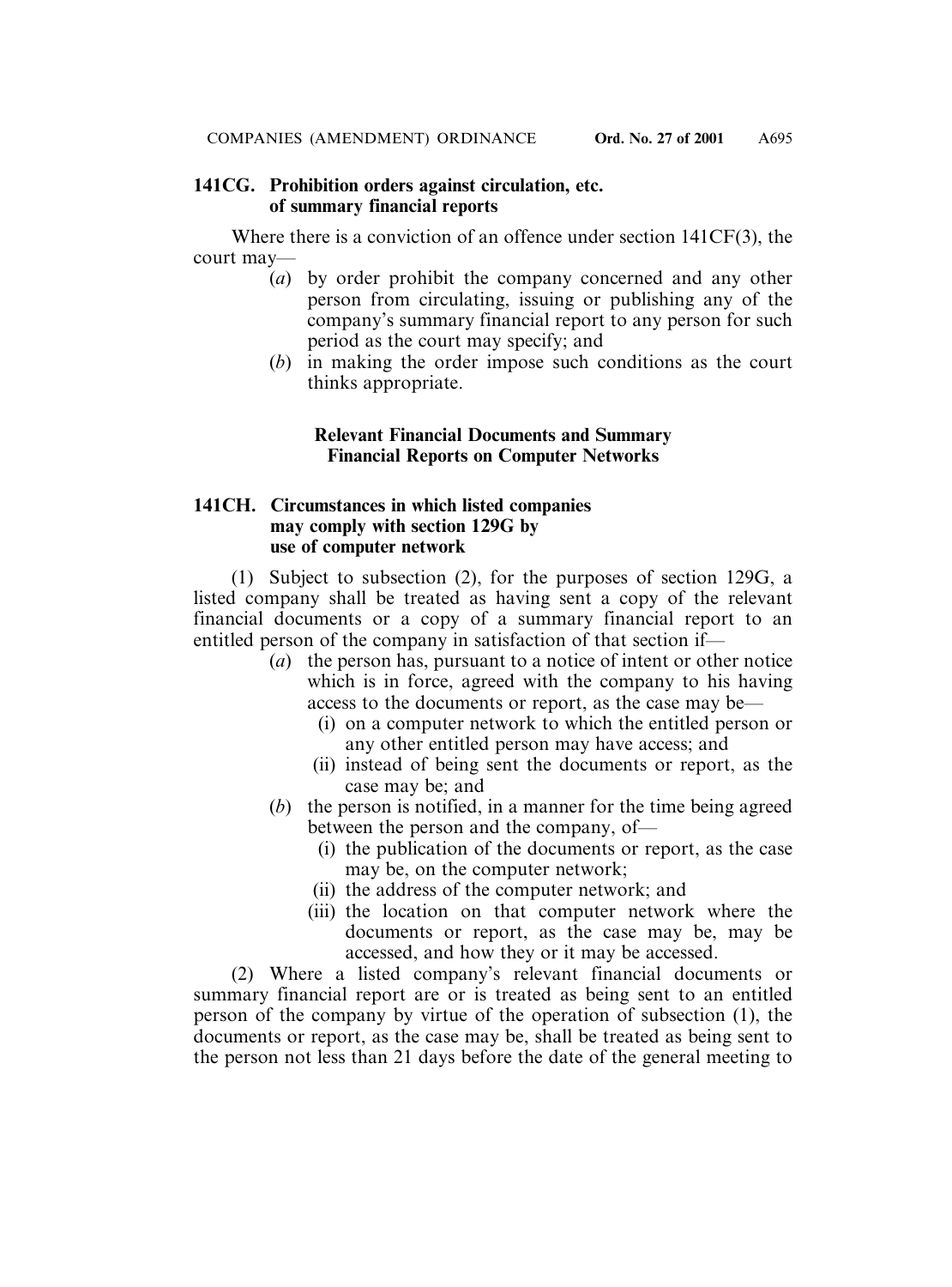**141CG. Prohibition orders against circulation, etc. of summary financial reports**

Where there is a conviction of an offence under section 141CF(3), the court may—

(*a*) by order prohibit the company concerned and any other person from circulating, issuing or publishing any of the company's summary financial report to any person for such period as the court may specify; and

(*b*) in making the order impose such conditions as the court thinks appropriate.

**Relevant Financial Documents and Summary Financial Reports on Computer Networks**

**141CH. Circumstances in which listed companies may comply with section 129G by use of computer network**

(1) Subject to subsection (2), for the purposes of section 129G, a listed company shall be treated as having sent a copy of the relevant financial documents or a copy of a summary financial report to an entitled person of the company in satisfaction of that section if—

(*a*) the person has, pursuant to a notice of intent or other notice which is in force, agreed with the company to his having access to the documents or report, as the case may be—

(i) on a computer network to which the entitled person or any other entitled person may have access; and

(ii) instead of being sent the documents or report, as the case may be; and

(*b*) the person is notified, in a manner for the time being agreed between the person and the company, of—

(i) the publication of the documents or report, as the case may be, on the computer network;

(ii) the address of the computer network; and

(iii) the location on that computer network where the documents or report, as the case may be, may be accessed, and how they or it may be accessed.

(2) Where a listed company's relevant financial documents or summary financial report are or is treated as being sent to an entitled person of the company by virtue of the operation of subsection (1), the documents or report, as the case may be, shall be treated as being sent to the person not less than 21 days before the date of the general meeting to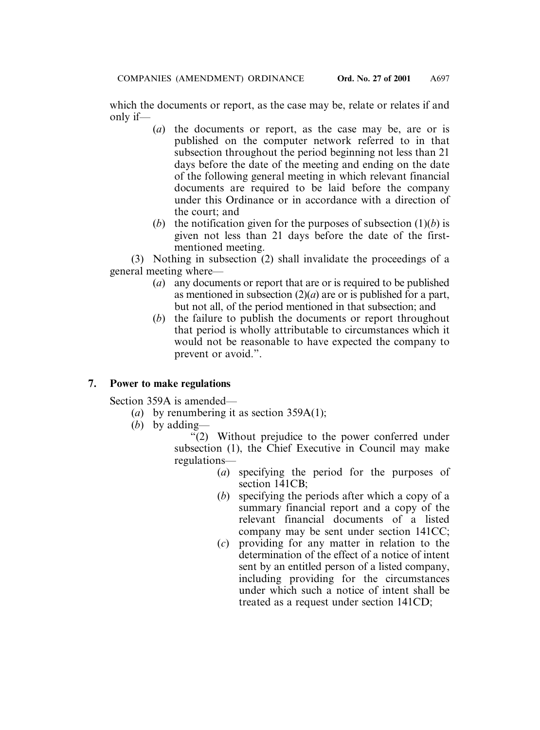which the documents or report, as the case may be, relate or relates if and only if—

(*a*) the documents or report, as the case may be, are or is published on the computer network referred to in that subsection throughout the period beginning not less than 21 days before the date of the meeting and ending on the date of the following general meeting in which relevant financial documents are required to be laid before the company under this Ordinance or in accordance with a direction of the court; and

(*b*) the notification given for the purposes of subsection (1)(*b*) is given not less than 21 days before the date of the first-mentioned meeting.

(3) Nothing in subsection (2) shall invalidate the proceedings of a general meeting where—

(*a*) any documents or report that are or is required to be published as mentioned in subsection (2)(*a*) are or is published for a part, but not all, of the period mentioned in that subsection; and

(*b*) the failure to publish the documents or report throughout that period is wholly attributable to circumstances which it would not be reasonable to have expected the company to prevent or avoid.".

**7. Power to make regulations**

Section 359A is amended—

(*a*) by renumbering it as section 359A(1);

(*b*) by adding—

"(2) Without prejudice to the power conferred under subsection (1), the Chief Executive in Council may make regulations—

(*a*) specifying the period for the purposes of section 141CB;

(*b*) specifying the periods after which a copy of a summary financial report and a copy of the relevant financial documents of a listed company may be sent under section 141CC;

(*c*) providing for any matter in relation to the determination of the effect of a notice of intent sent by an entitled person of a listed company, including providing for the circumstances under which such a notice of intent shall be treated as a request under section 141CD;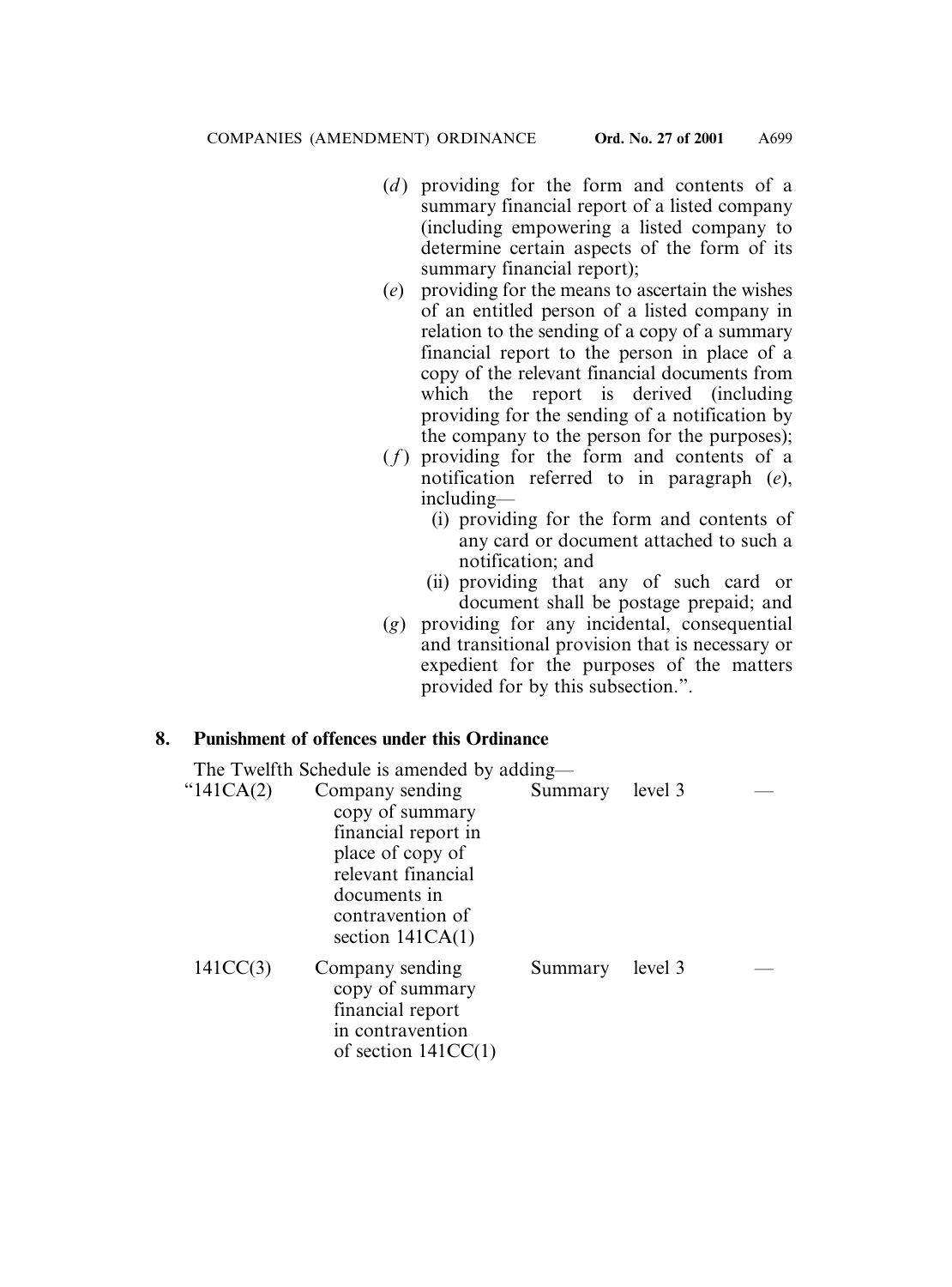(*d*) providing for the form and contents of a summary financial report of a listed company (including empowering a listed company to determine certain aspects of the form of its summary financial report);

(*e*) providing for the means to ascertain the wishes of an entitled person of a listed company in relation to the sending of a copy of a summary financial report to the person in place of a copy of the relevant financial documents from which the report is derived (including providing for the sending of a notification by the company to the person for the purposes);

(*f*) providing for the form and contents of a notification referred to in paragraph (*e*), including—

(i) providing for the form and contents of any card or document attached to such a notification; and

(ii) providing that any of such card or document shall be postage prepaid; and

(*g*) providing for any incidental, consequential and transitional provision that is necessary or expedient for the purposes of the matters provided for by this subsection.".

**8. Punishment of offences under this Ordinance**

The Twelfth Schedule is amended by adding—

| | | | | |
|---|---|---|---|---|
| "141CA(2) | Company sending copy of summary financial report in place of copy of relevant financial documents in contravention of section 141CA(1) | Summary | level 3 | — |
| 141CC(3) | Company sending copy of summary financial report in contravention of section 141CC(1) | Summary | level 3 | — |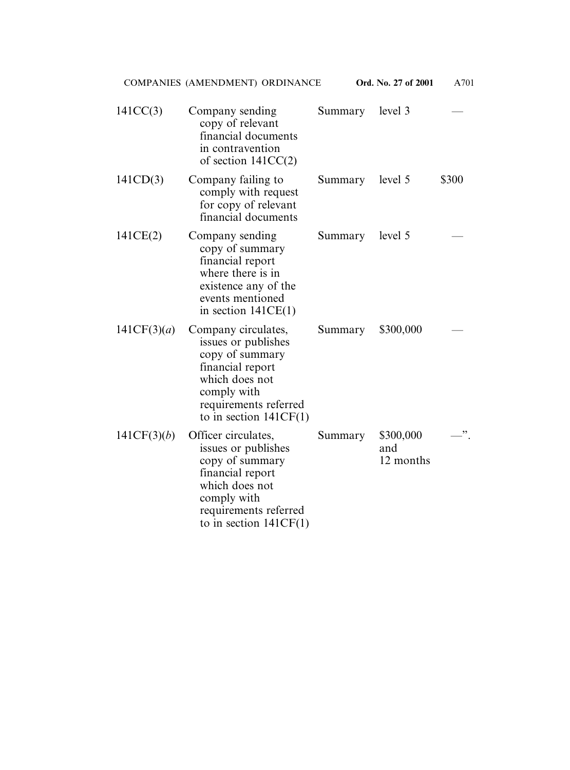| | | | | |
|---|---|---|---|---|
| 141CC(3) | Company sending copy of relevant financial documents in contravention of section 141CC(2) | Summary | level 3 | — |
| 141CD(3) | Company failing to comply with request for copy of relevant financial documents | Summary | level 5 | $300 |
| 141CE(2) | Company sending copy of summary financial report where there is in existence any of the events mentioned in section 141CE(1) | Summary | level 5 | — |
| 141CF(3)(*a*) | Company circulates, issues or publishes copy of summary financial report which does not comply with requirements referred to in section 141CF(1) | Summary | $300,000 | — |
| 141CF(3)(*b*) | Officer circulates, issues or publishes copy of summary financial report which does not comply with requirements referred to in section 141CF(1) | Summary | $300,000 and 12 months | —". |